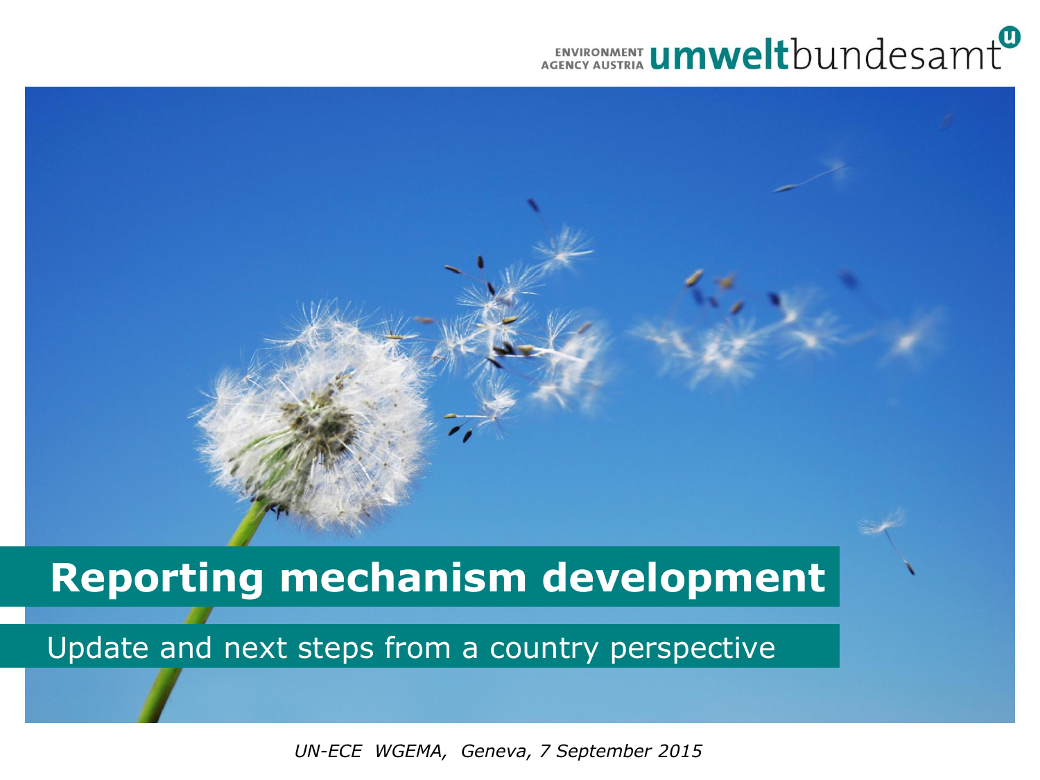ENVIRONMENT AGENCY AUSTRIA **umwelt**bundesamt

# Reporting mechanism development

## Update and next steps from a country perspective

*UN-ECE WGEMA, Geneva, 7 September 2015*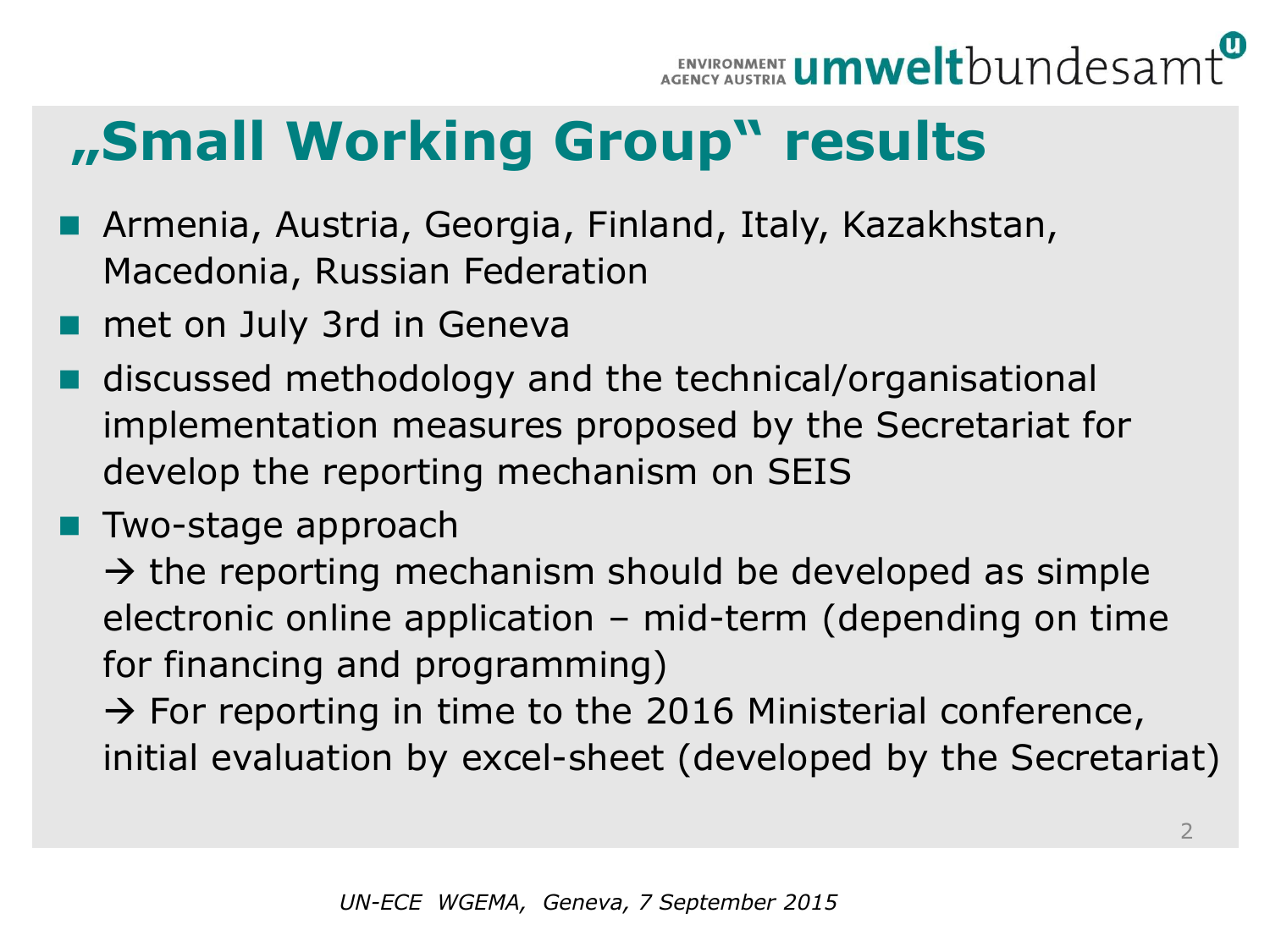# „Small Working Group“ results

- Armenia, Austria, Georgia, Finland, Italy, Kazakhstan, Macedonia, Russian Federation
- met on July 3rd in Geneva
- discussed methodology and the technical/organisational implementation measures proposed by the Secretariat for develop the reporting mechanism on SEIS
- Two-stage approach
  → the reporting mechanism should be developed as simple electronic online application – mid-term (depending on time for financing and programming)
  → For reporting in time to the 2016 Ministerial conference, initial evaluation by excel-sheet (developed by the Secretariat)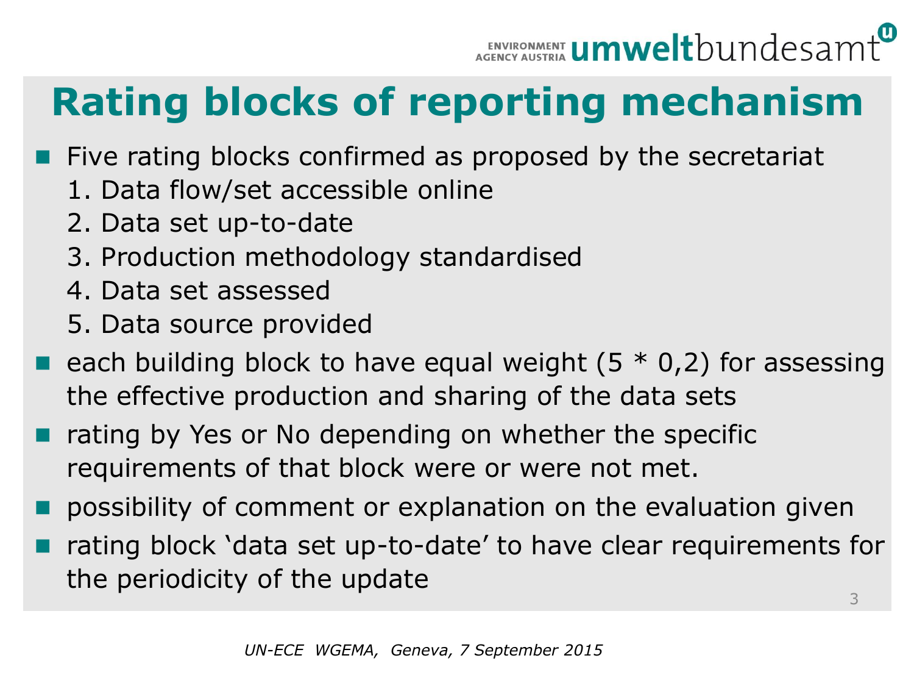# Rating blocks of reporting mechanism

- Five rating blocks confirmed as proposed by the secretariat
  1. Data flow/set accessible online
  2. Data set up-to-date
  3. Production methodology standardised
  4. Data set assessed
  5. Data source provided
- each building block to have equal weight (5 * 0,2) for assessing the effective production and sharing of the data sets
- rating by Yes or No depending on whether the specific requirements of that block were or were not met.
- possibility of comment or explanation on the evaluation given
- rating block 'data set up-to-date' to have clear requirements for the periodicity of the update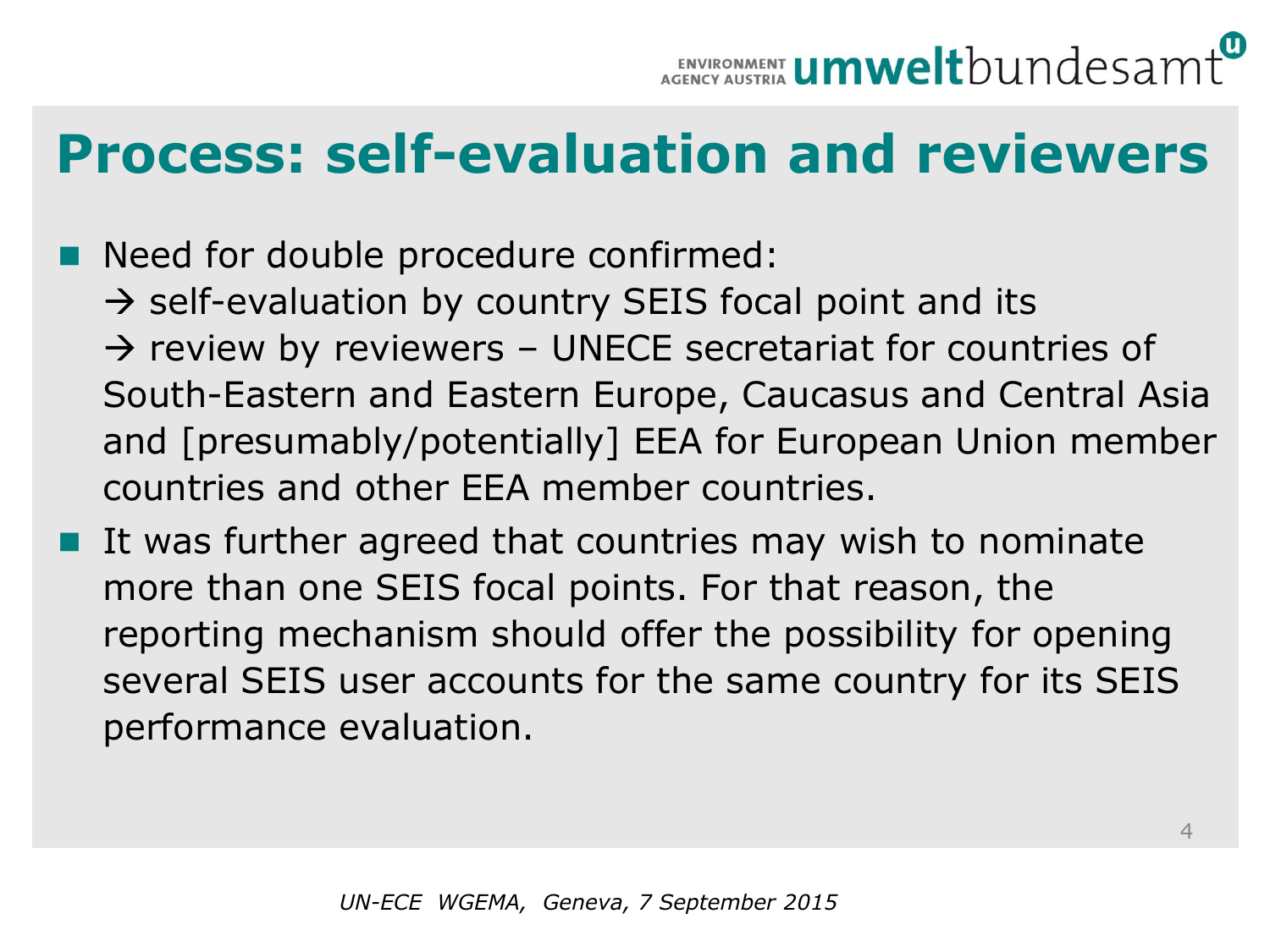# Process: self-evaluation and reviewers

- Need for double procedure confirmed:
  → self-evaluation by country SEIS focal point and its
  → review by reviewers – UNECE secretariat for countries of South-Eastern and Eastern Europe, Caucasus and Central Asia and [presumably/potentially] EEA for European Union member countries and other EEA member countries.
- It was further agreed that countries may wish to nominate more than one SEIS focal points. For that reason, the reporting mechanism should offer the possibility for opening several SEIS user accounts for the same country for its SEIS performance evaluation.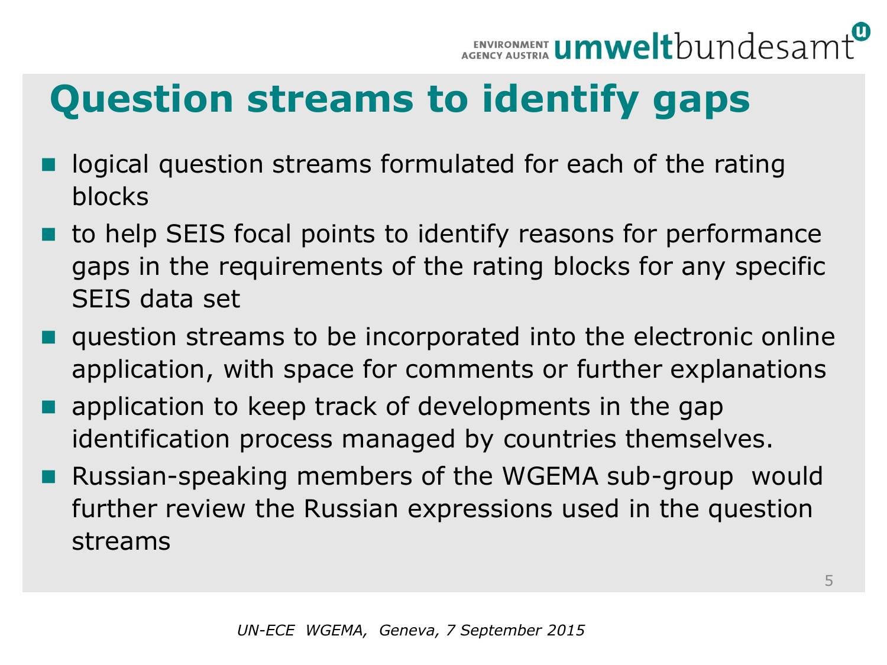# Question streams to identify gaps

- logical question streams formulated for each of the rating blocks
- to help SEIS focal points to identify reasons for performance gaps in the requirements of the rating blocks for any specific SEIS data set
- question streams to be incorporated into the electronic online application, with space for comments or further explanations
- application to keep track of developments in the gap identification process managed by countries themselves.
- Russian-speaking members of the WGEMA sub-group would further review the Russian expressions used in the question streams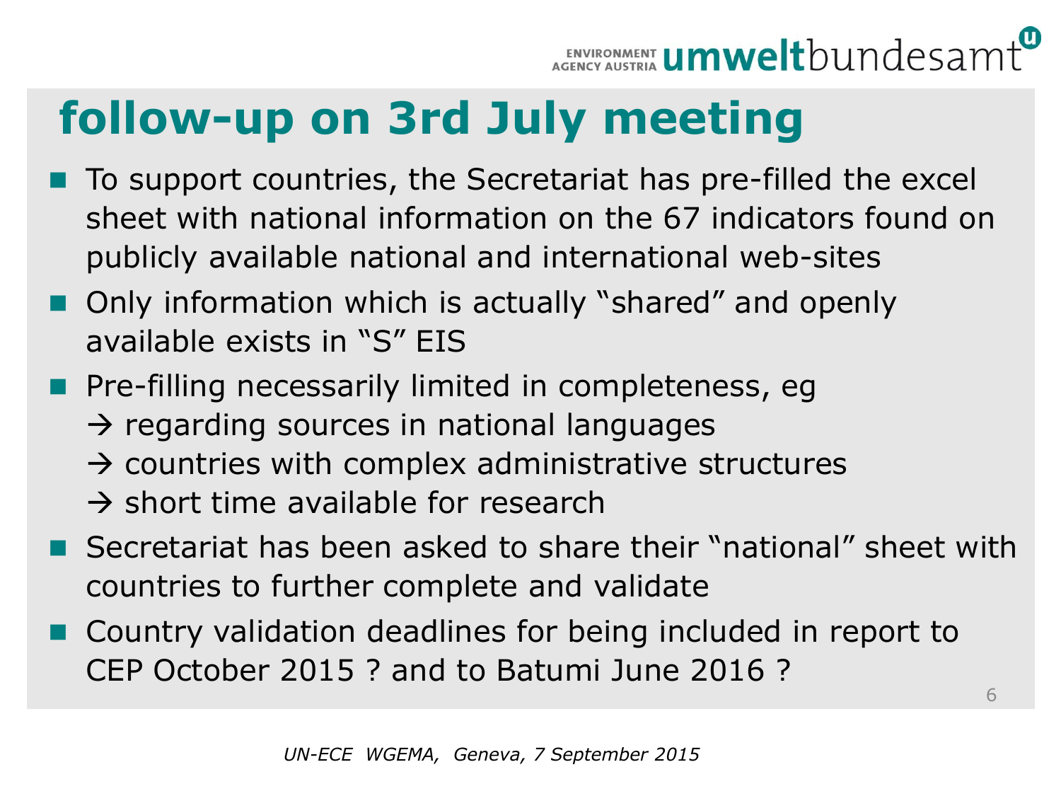# follow-up on 3rd July meeting

- To support countries, the Secretariat has pre-filled the excel sheet with national information on the 67 indicators found on publicly available national and international web-sites
- Only information which is actually "shared" and openly available exists in "S" EIS
- Pre-filling necessarily limited in completeness, eg
  → regarding sources in national languages
  → countries with complex administrative structures
  → short time available for research
- Secretariat has been asked to share their "national" sheet with countries to further complete and validate
- Country validation deadlines for being included in report to CEP October 2015 ? and to Batumi June 2016 ?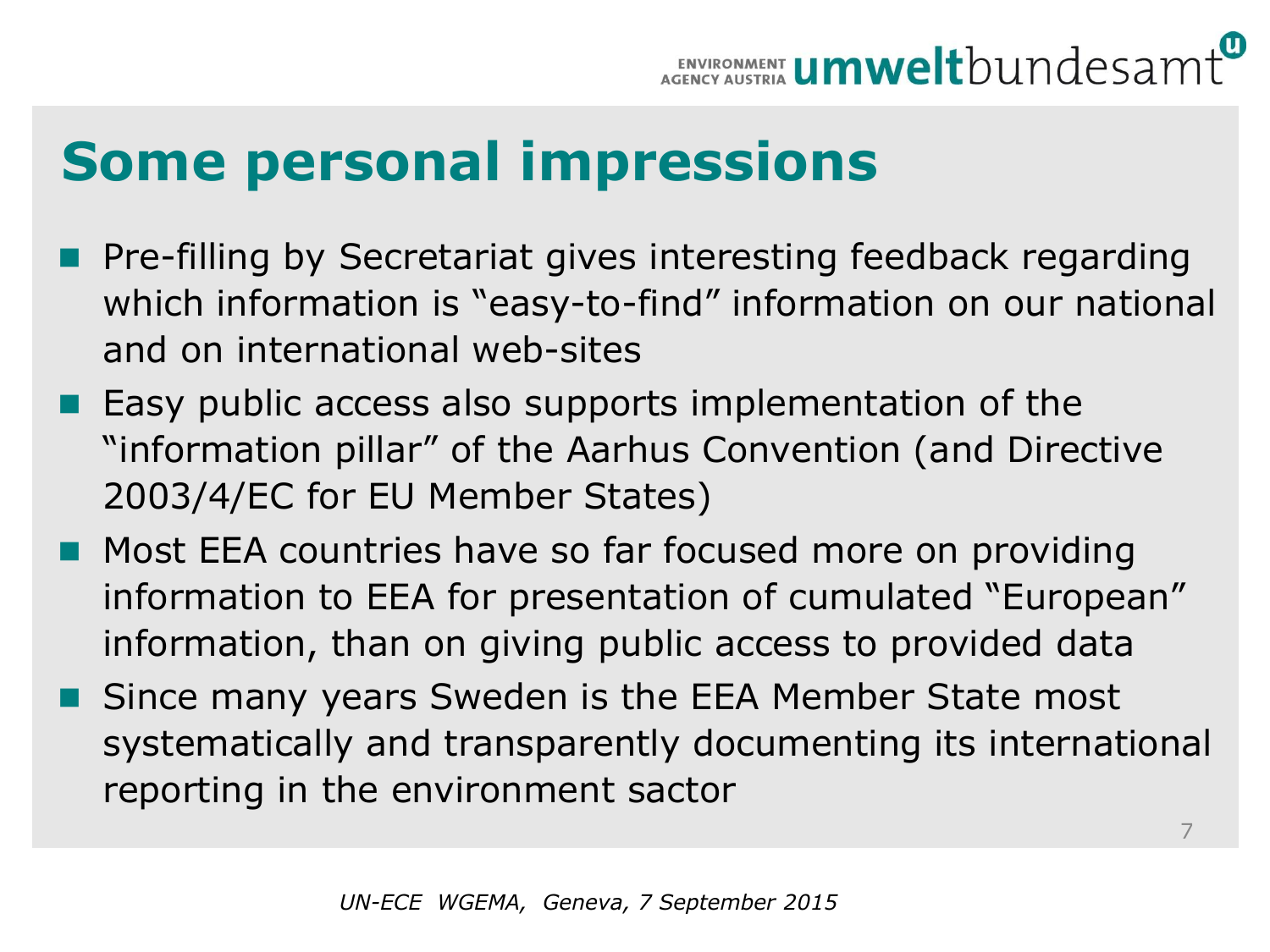# Some personal impressions

- Pre-filling by Secretariat gives interesting feedback regarding which information is "easy-to-find" information on our national and on international web-sites
- Easy public access also supports implementation of the "information pillar" of the Aarhus Convention (and Directive 2003/4/EC for EU Member States)
- Most EEA countries have so far focused more on providing information to EEA for presentation of cumulated "European" information, than on giving public access to provided data
- Since many years Sweden is the EEA Member State most systematically and transparently documenting its international reporting in the environment sactor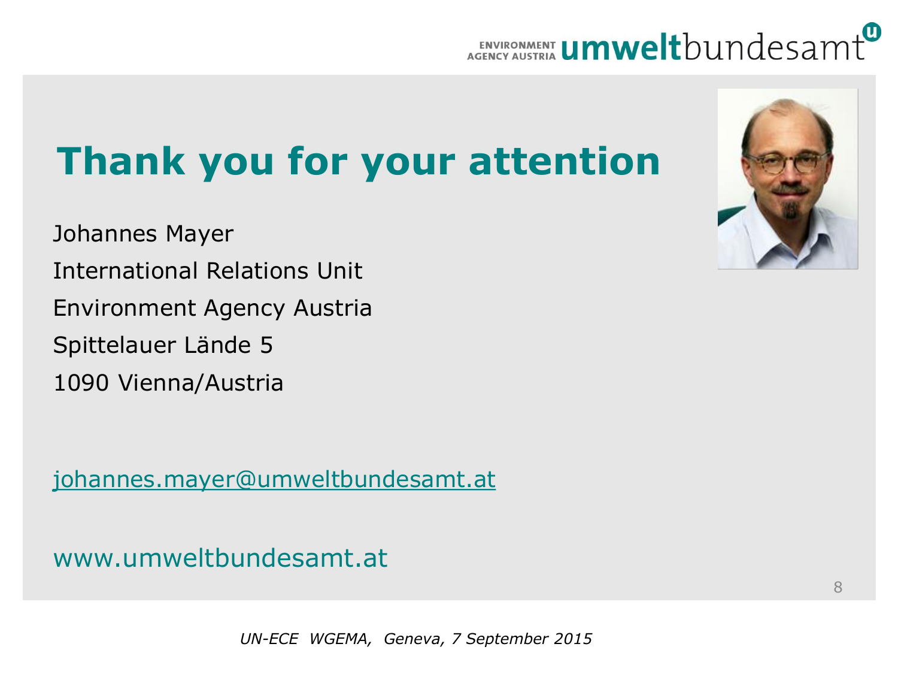# Thank you for your attention

Johannes Mayer

International Relations Unit

Environment Agency Austria

Spittelauer Lände 5

1090 Vienna/Austria

johannes.mayer@umweltbundesamt.at

www.umweltbundesamt.at